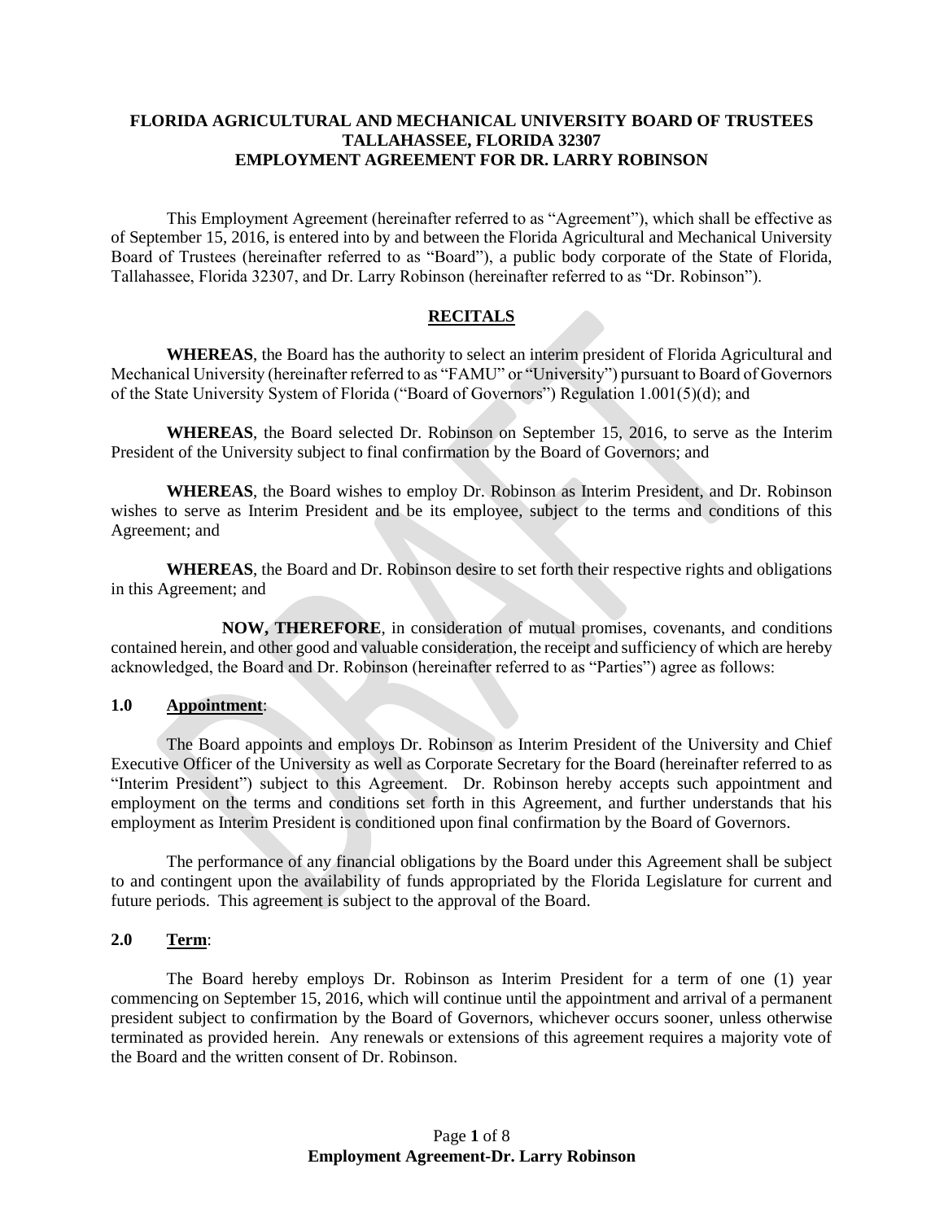**FLORIDA AGRICULTURAL AND MECHANICAL UNIVERSITY BOARD OF TRUSTEES**
**TALLAHASSEE, FLORIDA 32307**
**EMPLOYMENT AGREEMENT FOR DR. LARRY ROBINSON**

This Employment Agreement (hereinafter referred to as "Agreement"), which shall be effective as of September 15, 2016, is entered into by and between the Florida Agricultural and Mechanical University Board of Trustees (hereinafter referred to as "Board"), a public body corporate of the State of Florida, Tallahassee, Florida 32307, and Dr. Larry Robinson (hereinafter referred to as "Dr. Robinson").

## RECITALS

**WHEREAS**, the Board has the authority to select an interim president of Florida Agricultural and Mechanical University (hereinafter referred to as "FAMU" or "University") pursuant to Board of Governors of the State University System of Florida ("Board of Governors") Regulation 1.001(5)(d); and

**WHEREAS**, the Board selected Dr. Robinson on September 15, 2016, to serve as the Interim President of the University subject to final confirmation by the Board of Governors; and

**WHEREAS**, the Board wishes to employ Dr. Robinson as Interim President, and Dr. Robinson wishes to serve as Interim President and be its employee, subject to the terms and conditions of this Agreement; and

**WHEREAS**, the Board and Dr. Robinson desire to set forth their respective rights and obligations in this Agreement; and

**NOW, THEREFORE**, in consideration of mutual promises, covenants, and conditions contained herein, and other good and valuable consideration, the receipt and sufficiency of which are hereby acknowledged, the Board and Dr. Robinson (hereinafter referred to as "Parties") agree as follows:

### 1.0 Appointment:

The Board appoints and employs Dr. Robinson as Interim President of the University and Chief Executive Officer of the University as well as Corporate Secretary for the Board (hereinafter referred to as "Interim President") subject to this Agreement. Dr. Robinson hereby accepts such appointment and employment on the terms and conditions set forth in this Agreement, and further understands that his employment as Interim President is conditioned upon final confirmation by the Board of Governors.

The performance of any financial obligations by the Board under this Agreement shall be subject to and contingent upon the availability of funds appropriated by the Florida Legislature for current and future periods. This agreement is subject to the approval of the Board.

### 2.0 Term:

The Board hereby employs Dr. Robinson as Interim President for a term of one (1) year commencing on September 15, 2016, which will continue until the appointment and arrival of a permanent president subject to confirmation by the Board of Governors, whichever occurs sooner, unless otherwise terminated as provided herein. Any renewals or extensions of this agreement requires a majority vote of the Board and the written consent of Dr. Robinson.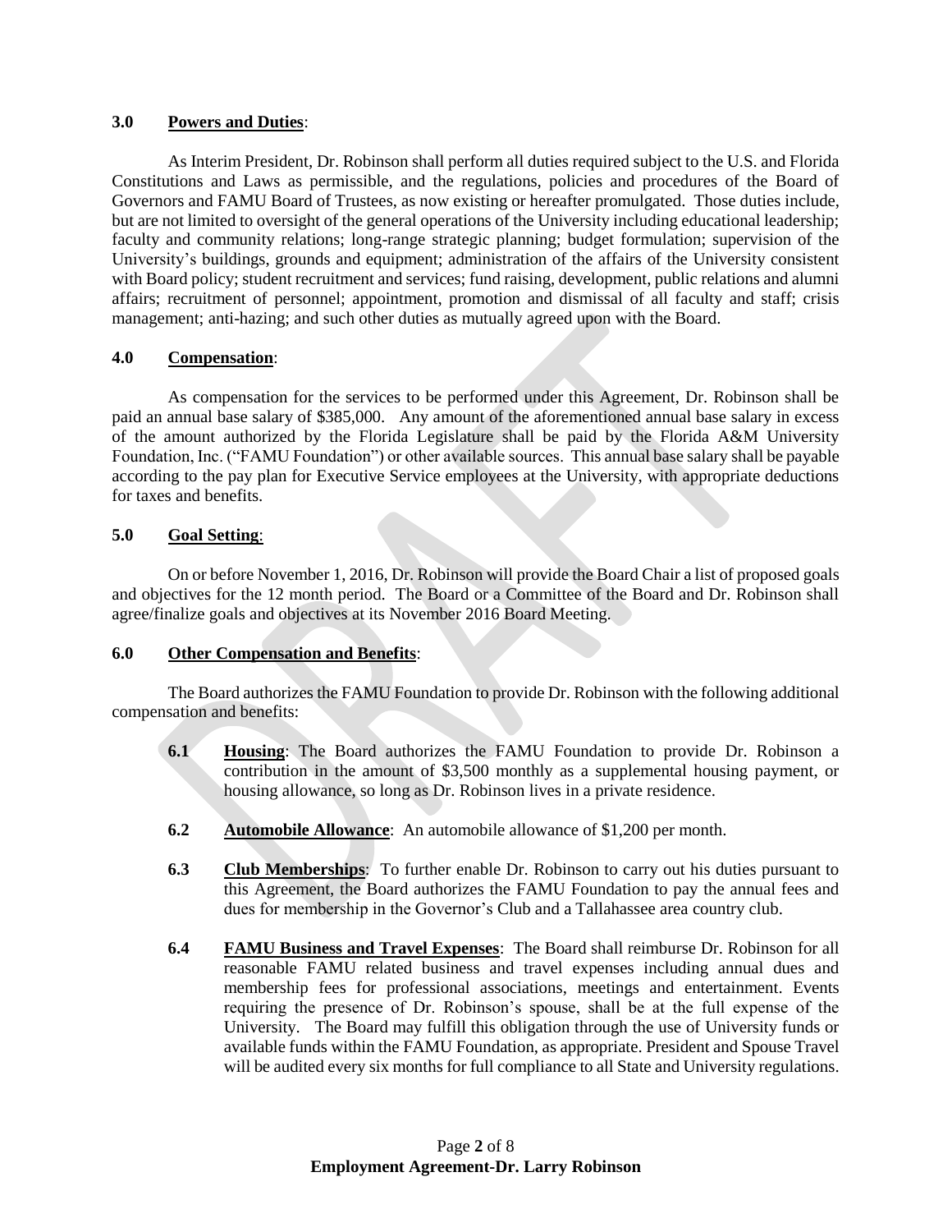## 3.0 **Powers and Duties**:

As Interim President, Dr. Robinson shall perform all duties required subject to the U.S. and Florida Constitutions and Laws as permissible, and the regulations, policies and procedures of the Board of Governors and FAMU Board of Trustees, as now existing or hereafter promulgated. Those duties include, but are not limited to oversight of the general operations of the University including educational leadership; faculty and community relations; long-range strategic planning; budget formulation; supervision of the University's buildings, grounds and equipment; administration of the affairs of the University consistent with Board policy; student recruitment and services; fund raising, development, public relations and alumni affairs; recruitment of personnel; appointment, promotion and dismissal of all faculty and staff; crisis management; anti-hazing; and such other duties as mutually agreed upon with the Board.

## 4.0 **Compensation**:

As compensation for the services to be performed under this Agreement, Dr. Robinson shall be paid an annual base salary of $385,000. Any amount of the aforementioned annual base salary in excess of the amount authorized by the Florida Legislature shall be paid by the Florida A&M University Foundation, Inc. ("FAMU Foundation") or other available sources. This annual base salary shall be payable according to the pay plan for Executive Service employees at the University, with appropriate deductions for taxes and benefits.

## 5.0 **Goal Setting**:

On or before November 1, 2016, Dr. Robinson will provide the Board Chair a list of proposed goals and objectives for the 12 month period. The Board or a Committee of the Board and Dr. Robinson shall agree/finalize goals and objectives at its November 2016 Board Meeting.

## 6.0 **Other Compensation and Benefits**:

The Board authorizes the FAMU Foundation to provide Dr. Robinson with the following additional compensation and benefits:

**6.1** **Housing**: The Board authorizes the FAMU Foundation to provide Dr. Robinson a contribution in the amount of $3,500 monthly as a supplemental housing payment, or housing allowance, so long as Dr. Robinson lives in a private residence.

**6.2** **Automobile Allowance**: An automobile allowance of $1,200 per month.

**6.3** **Club Memberships**: To further enable Dr. Robinson to carry out his duties pursuant to this Agreement, the Board authorizes the FAMU Foundation to pay the annual fees and dues for membership in the Governor's Club and a Tallahassee area country club.

**6.4** **FAMU Business and Travel Expenses**: The Board shall reimburse Dr. Robinson for all reasonable FAMU related business and travel expenses including annual dues and membership fees for professional associations, meetings and entertainment. Events requiring the presence of Dr. Robinson's spouse, shall be at the full expense of the University. The Board may fulfill this obligation through the use of University funds or available funds within the FAMU Foundation, as appropriate. President and Spouse Travel will be audited every six months for full compliance to all State and University regulations.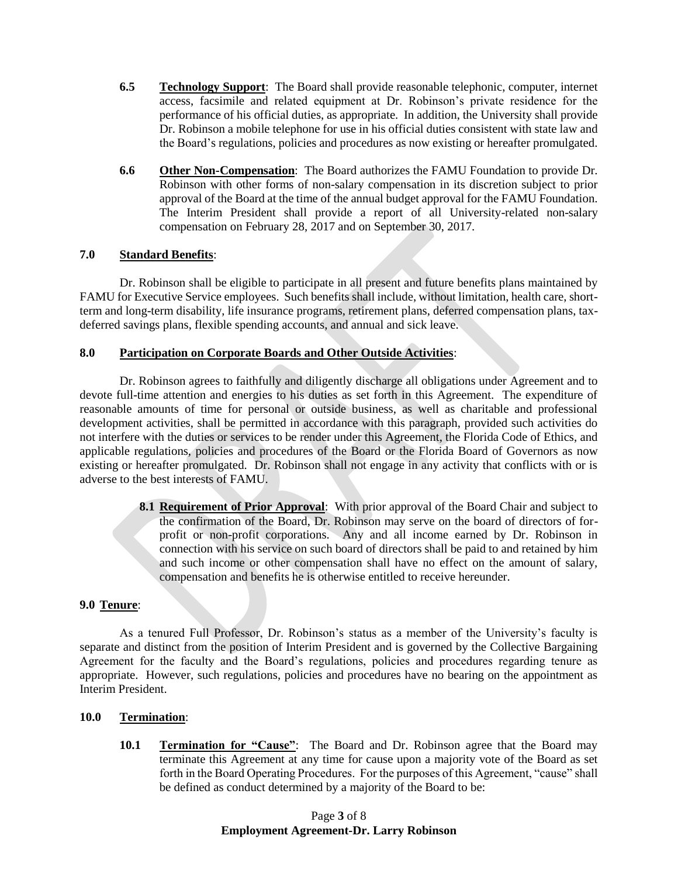**6.5** **Technology Support**: The Board shall provide reasonable telephonic, computer, internet access, facsimile and related equipment at Dr. Robinson's private residence for the performance of his official duties, as appropriate. In addition, the University shall provide Dr. Robinson a mobile telephone for use in his official duties consistent with state law and the Board's regulations, policies and procedures as now existing or hereafter promulgated.

**6.6** **Other Non-Compensation**: The Board authorizes the FAMU Foundation to provide Dr. Robinson with other forms of non-salary compensation in its discretion subject to prior approval of the Board at the time of the annual budget approval for the FAMU Foundation. The Interim President shall provide a report of all University-related non-salary compensation on February 28, 2017 and on September 30, 2017.

## 7.0 Standard Benefits:

Dr. Robinson shall be eligible to participate in all present and future benefits plans maintained by FAMU for Executive Service employees. Such benefits shall include, without limitation, health care, short-term and long-term disability, life insurance programs, retirement plans, deferred compensation plans, tax-deferred savings plans, flexible spending accounts, and annual and sick leave.

## 8.0 Participation on Corporate Boards and Other Outside Activities:

Dr. Robinson agrees to faithfully and diligently discharge all obligations under Agreement and to devote full-time attention and energies to his duties as set forth in this Agreement. The expenditure of reasonable amounts of time for personal or outside business, as well as charitable and professional development activities, shall be permitted in accordance with this paragraph, provided such activities do not interfere with the duties or services to be render under this Agreement, the Florida Code of Ethics, and applicable regulations, policies and procedures of the Board or the Florida Board of Governors as now existing or hereafter promulgated. Dr. Robinson shall not engage in any activity that conflicts with or is adverse to the best interests of FAMU.

**8.1** **Requirement of Prior Approval**: With prior approval of the Board Chair and subject to the confirmation of the Board, Dr. Robinson may serve on the board of directors of for-profit or non-profit corporations. Any and all income earned by Dr. Robinson in connection with his service on such board of directors shall be paid to and retained by him and such income or other compensation shall have no effect on the amount of salary, compensation and benefits he is otherwise entitled to receive hereunder.

## 9.0 Tenure:

As a tenured Full Professor, Dr. Robinson's status as a member of the University's faculty is separate and distinct from the position of Interim President and is governed by the Collective Bargaining Agreement for the faculty and the Board's regulations, policies and procedures regarding tenure as appropriate. However, such regulations, policies and procedures have no bearing on the appointment as Interim President.

## 10.0 Termination:

**10.1** **Termination for "Cause"**: The Board and Dr. Robinson agree that the Board may terminate this Agreement at any time for cause upon a majority vote of the Board as set forth in the Board Operating Procedures. For the purposes of this Agreement, "cause" shall be defined as conduct determined by a majority of the Board to be: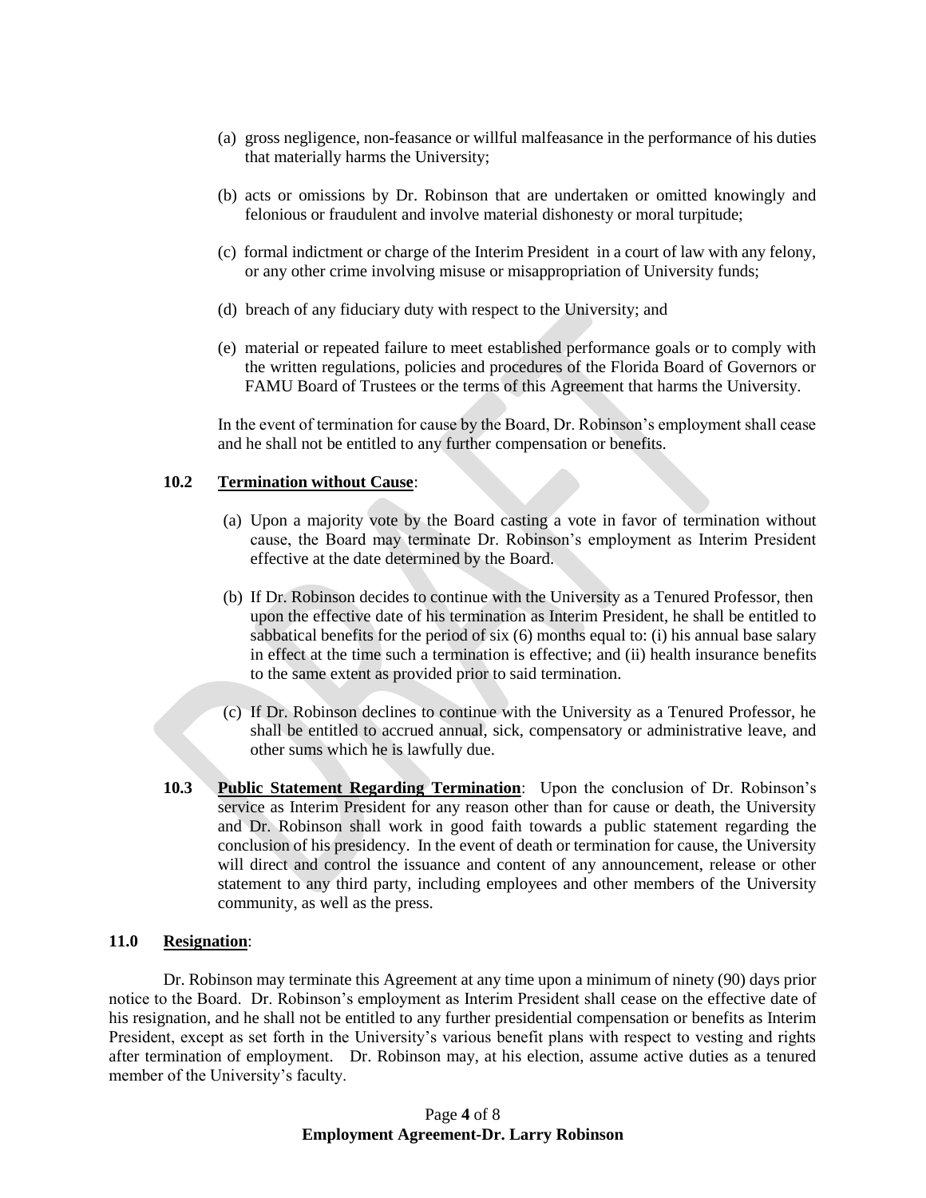(a) gross negligence, non-feasance or willful malfeasance in the performance of his duties that materially harms the University;

(b) acts or omissions by Dr. Robinson that are undertaken or omitted knowingly and felonious or fraudulent and involve material dishonesty or moral turpitude;

(c) formal indictment or charge of the Interim President in a court of law with any felony, or any other crime involving misuse or misappropriation of University funds;

(d) breach of any fiduciary duty with respect to the University; and

(e) material or repeated failure to meet established performance goals or to comply with the written regulations, policies and procedures of the Florida Board of Governors or FAMU Board of Trustees or the terms of this Agreement that harms the University.

In the event of termination for cause by the Board, Dr. Robinson's employment shall cease and he shall not be entitled to any further compensation or benefits.

**10.2 Termination without Cause**:

(a) Upon a majority vote by the Board casting a vote in favor of termination without cause, the Board may terminate Dr. Robinson's employment as Interim President effective at the date determined by the Board.

(b) If Dr. Robinson decides to continue with the University as a Tenured Professor, then upon the effective date of his termination as Interim President, he shall be entitled to sabbatical benefits for the period of six (6) months equal to: (i) his annual base salary in effect at the time such a termination is effective; and (ii) health insurance benefits to the same extent as provided prior to said termination.

(c) If Dr. Robinson declines to continue with the University as a Tenured Professor, he shall be entitled to accrued annual, sick, compensatory or administrative leave, and other sums which he is lawfully due.

**10.3 Public Statement Regarding Termination**: Upon the conclusion of Dr. Robinson's service as Interim President for any reason other than for cause or death, the University and Dr. Robinson shall work in good faith towards a public statement regarding the conclusion of his presidency. In the event of death or termination for cause, the University will direct and control the issuance and content of any announcement, release or other statement to any third party, including employees and other members of the University community, as well as the press.

**11.0 Resignation**:

Dr. Robinson may terminate this Agreement at any time upon a minimum of ninety (90) days prior notice to the Board. Dr. Robinson's employment as Interim President shall cease on the effective date of his resignation, and he shall not be entitled to any further presidential compensation or benefits as Interim President, except as set forth in the University's various benefit plans with respect to vesting and rights after termination of employment. Dr. Robinson may, at his election, assume active duties as a tenured member of the University's faculty.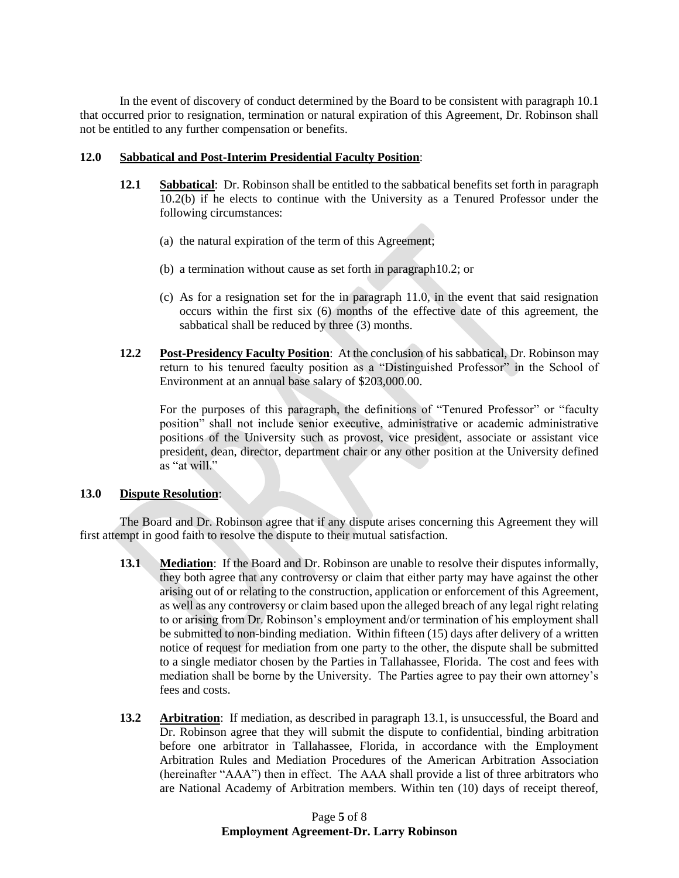In the event of discovery of conduct determined by the Board to be consistent with paragraph 10.1 that occurred prior to resignation, termination or natural expiration of this Agreement, Dr. Robinson shall not be entitled to any further compensation or benefits.

**12.0 Sabbatical and Post-Interim Presidential Faculty Position**:

**12.1 Sabbatical**: Dr. Robinson shall be entitled to the sabbatical benefits set forth in paragraph 10.2(b) if he elects to continue with the University as a Tenured Professor under the following circumstances:

(a) the natural expiration of the term of this Agreement;

(b) a termination without cause as set forth in paragraph10.2; or

(c) As for a resignation set for the in paragraph 11.0, in the event that said resignation occurs within the first six (6) months of the effective date of this agreement, the sabbatical shall be reduced by three (3) months.

**12.2 Post-Presidency Faculty Position**: At the conclusion of his sabbatical, Dr. Robinson may return to his tenured faculty position as a "Distinguished Professor" in the School of Environment at an annual base salary of $203,000.00.

For the purposes of this paragraph, the definitions of "Tenured Professor" or "faculty position" shall not include senior executive, administrative or academic administrative positions of the University such as provost, vice president, associate or assistant vice president, dean, director, department chair or any other position at the University defined as "at will."

**13.0 Dispute Resolution**:

The Board and Dr. Robinson agree that if any dispute arises concerning this Agreement they will first attempt in good faith to resolve the dispute to their mutual satisfaction.

**13.1 Mediation**: If the Board and Dr. Robinson are unable to resolve their disputes informally, they both agree that any controversy or claim that either party may have against the other arising out of or relating to the construction, application or enforcement of this Agreement, as well as any controversy or claim based upon the alleged breach of any legal right relating to or arising from Dr. Robinson's employment and/or termination of his employment shall be submitted to non-binding mediation. Within fifteen (15) days after delivery of a written notice of request for mediation from one party to the other, the dispute shall be submitted to a single mediator chosen by the Parties in Tallahassee, Florida. The cost and fees with mediation shall be borne by the University. The Parties agree to pay their own attorney's fees and costs.

**13.2 Arbitration**: If mediation, as described in paragraph 13.1, is unsuccessful, the Board and Dr. Robinson agree that they will submit the dispute to confidential, binding arbitration before one arbitrator in Tallahassee, Florida, in accordance with the Employment Arbitration Rules and Mediation Procedures of the American Arbitration Association (hereinafter "AAA") then in effect. The AAA shall provide a list of three arbitrators who are National Academy of Arbitration members. Within ten (10) days of receipt thereof,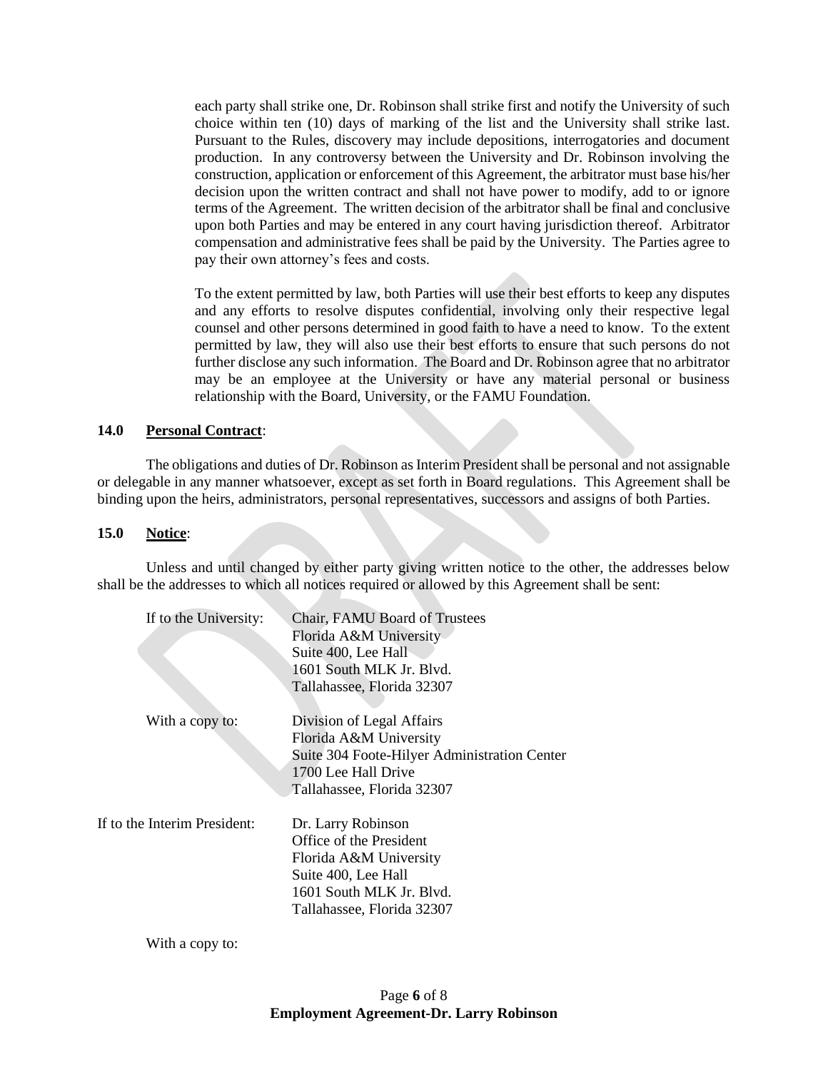each party shall strike one, Dr. Robinson shall strike first and notify the University of such choice within ten (10) days of marking of the list and the University shall strike last. Pursuant to the Rules, discovery may include depositions, interrogatories and document production. In any controversy between the University and Dr. Robinson involving the construction, application or enforcement of this Agreement, the arbitrator must base his/her decision upon the written contract and shall not have power to modify, add to or ignore terms of the Agreement. The written decision of the arbitrator shall be final and conclusive upon both Parties and may be entered in any court having jurisdiction thereof. Arbitrator compensation and administrative fees shall be paid by the University. The Parties agree to pay their own attorney's fees and costs.

To the extent permitted by law, both Parties will use their best efforts to keep any disputes and any efforts to resolve disputes confidential, involving only their respective legal counsel and other persons determined in good faith to have a need to know. To the extent permitted by law, they will also use their best efforts to ensure that such persons do not further disclose any such information. The Board and Dr. Robinson agree that no arbitrator may be an employee at the University or have any material personal or business relationship with the Board, University, or the FAMU Foundation.

**14.0 Personal Contract:**

The obligations and duties of Dr. Robinson as Interim President shall be personal and not assignable or delegable in any manner whatsoever, except as set forth in Board regulations. This Agreement shall be binding upon the heirs, administrators, personal representatives, successors and assigns of both Parties.

**15.0 Notice:**

Unless and until changed by either party giving written notice to the other, the addresses below shall be the addresses to which all notices required or allowed by this Agreement shall be sent:

If to the University:
Chair, FAMU Board of Trustees
Florida A&M University
Suite 400, Lee Hall
1601 South MLK Jr. Blvd.
Tallahassee, Florida 32307

With a copy to:
Division of Legal Affairs
Florida A&M University
Suite 304 Foote-Hilyer Administration Center
1700 Lee Hall Drive
Tallahassee, Florida 32307

If to the Interim President:
Dr. Larry Robinson
Office of the President
Florida A&M University
Suite 400, Lee Hall
1601 South MLK Jr. Blvd.
Tallahassee, Florida 32307

With a copy to: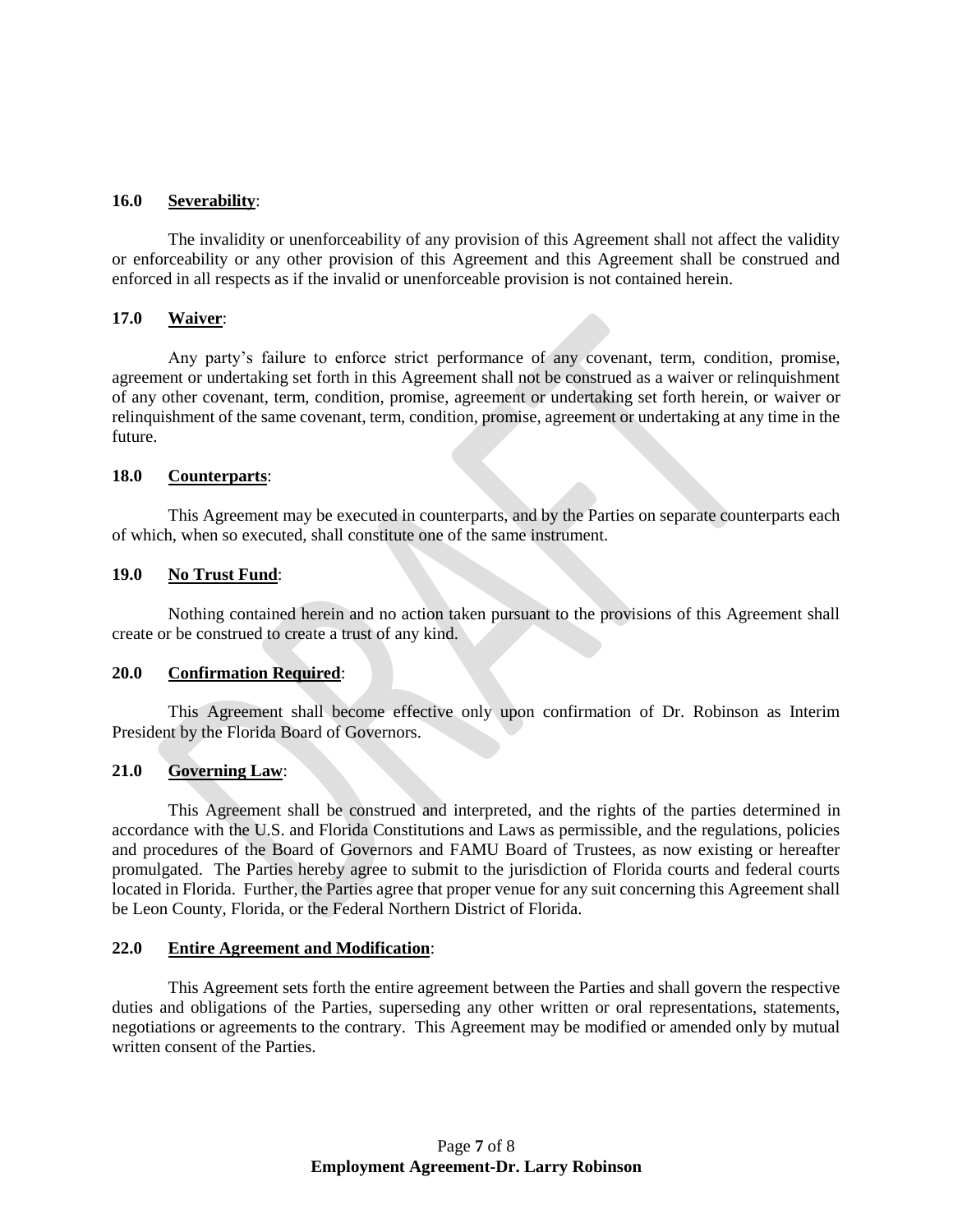**16.0 Severability:**

The invalidity or unenforceability of any provision of this Agreement shall not affect the validity or enforceability or any other provision of this Agreement and this Agreement shall be construed and enforced in all respects as if the invalid or unenforceable provision is not contained herein.

**17.0 Waiver:**

Any party's failure to enforce strict performance of any covenant, term, condition, promise, agreement or undertaking set forth in this Agreement shall not be construed as a waiver or relinquishment of any other covenant, term, condition, promise, agreement or undertaking set forth herein, or waiver or relinquishment of the same covenant, term, condition, promise, agreement or undertaking at any time in the future.

**18.0 Counterparts:**

This Agreement may be executed in counterparts, and by the Parties on separate counterparts each of which, when so executed, shall constitute one of the same instrument.

**19.0 No Trust Fund:**

Nothing contained herein and no action taken pursuant to the provisions of this Agreement shall create or be construed to create a trust of any kind.

**20.0 Confirmation Required:**

This Agreement shall become effective only upon confirmation of Dr. Robinson as Interim President by the Florida Board of Governors.

**21.0 Governing Law:**

This Agreement shall be construed and interpreted, and the rights of the parties determined in accordance with the U.S. and Florida Constitutions and Laws as permissible, and the regulations, policies and procedures of the Board of Governors and FAMU Board of Trustees, as now existing or hereafter promulgated. The Parties hereby agree to submit to the jurisdiction of Florida courts and federal courts located in Florida. Further, the Parties agree that proper venue for any suit concerning this Agreement shall be Leon County, Florida, or the Federal Northern District of Florida.

**22.0 Entire Agreement and Modification:**

This Agreement sets forth the entire agreement between the Parties and shall govern the respective duties and obligations of the Parties, superseding any other written or oral representations, statements, negotiations or agreements to the contrary. This Agreement may be modified or amended only by mutual written consent of the Parties.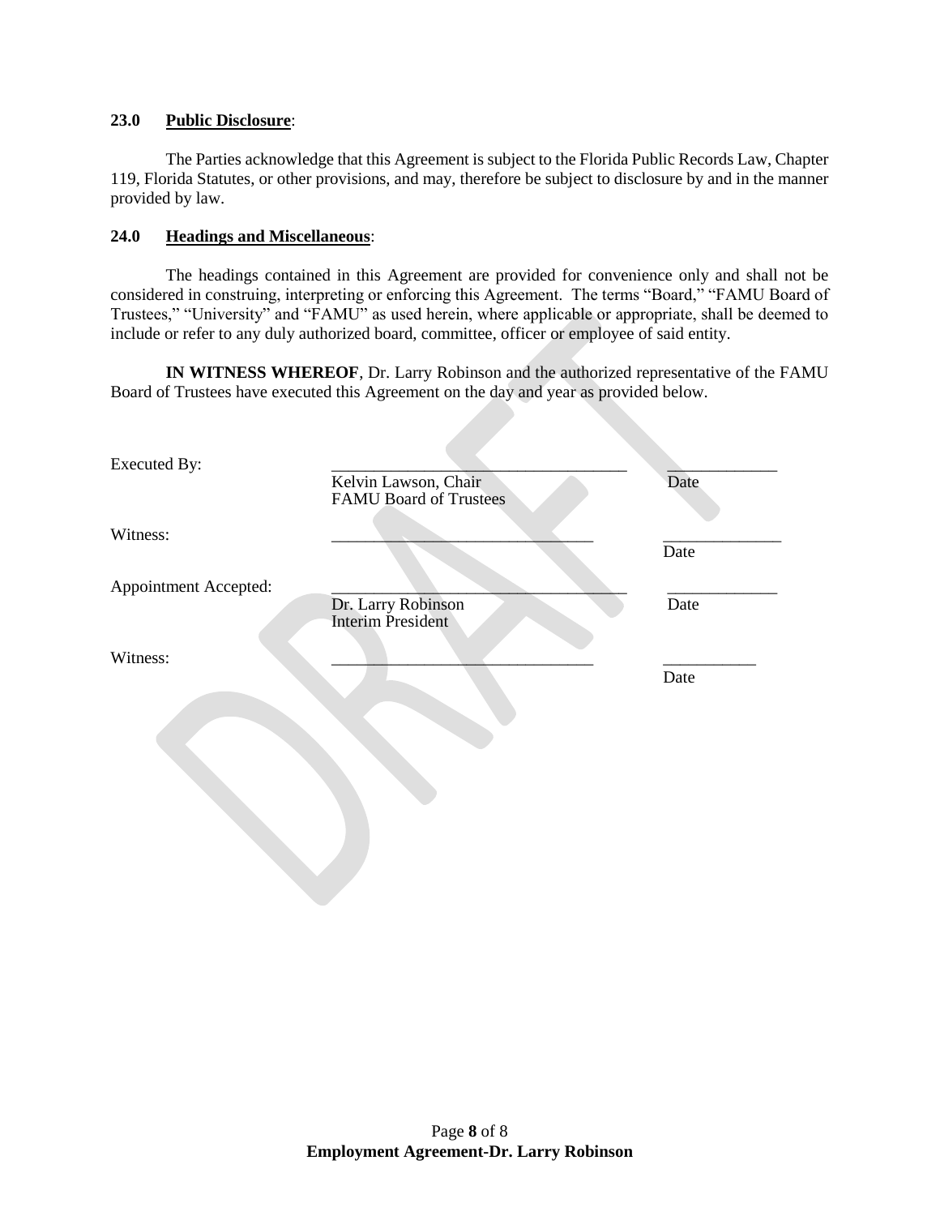**23.0 Public Disclosure**:

The Parties acknowledge that this Agreement is subject to the Florida Public Records Law, Chapter 119, Florida Statutes, or other provisions, and may, therefore be subject to disclosure by and in the manner provided by law.

**24.0 Headings and Miscellaneous**:

The headings contained in this Agreement are provided for convenience only and shall not be considered in construing, interpreting or enforcing this Agreement. The terms "Board," "FAMU Board of Trustees," "University" and "FAMU" as used herein, where applicable or appropriate, shall be deemed to include or refer to any duly authorized board, committee, officer or employee of said entity.

**IN WITNESS WHEREOF**, Dr. Larry Robinson and the authorized representative of the FAMU Board of Trustees have executed this Agreement on the day and year as provided below.

| | | |
|---|---|---|
| Executed By: | ____________________________________<br>Kelvin Lawson, Chair<br>FAMU Board of Trustees | ______________<br>Date |
| Witness: | ________________________________ | ______________<br>Date |
| Appointment Accepted: | ____________________________________<br>Dr. Larry Robinson<br>Interim President | ______________<br>Date |
| Witness: | ________________________________ | ___________<br>Date |

DRAFT

**Employment Agreement-Dr. Larry Robinson**